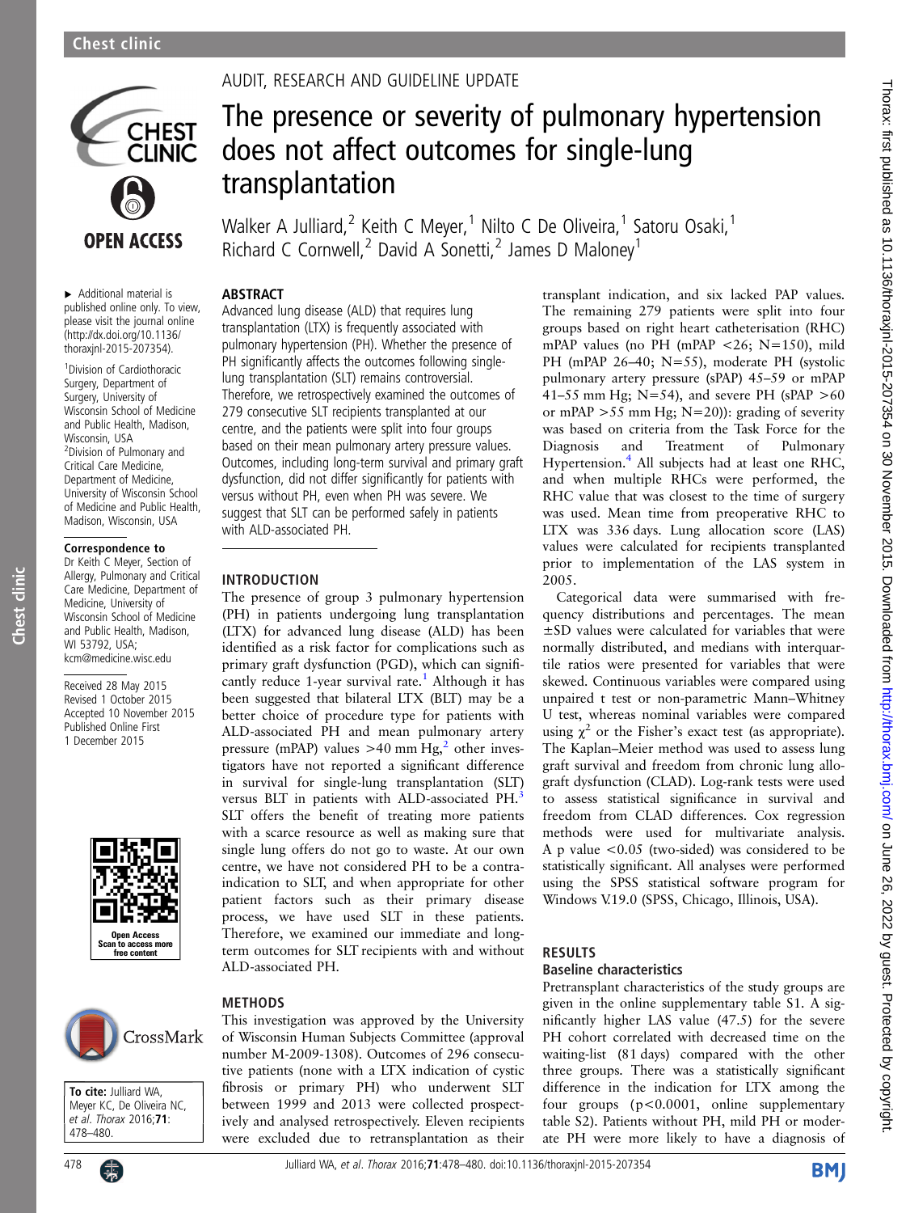AUDIT, RESEARCH AND GUIDELINE UPDATE

# The presence or severity of pulmonary hypertension does not affect outcomes for single-lung transplantation

Walker A Julliard,[2] Keith C Meyer,[1] Nilto C De Oliveira,[1] Satoru Osaki,[1] Richard C Cornwell,[2] David A Sonetti,[2] James D Maloney[1]

► Additional material is published online only. To view, please visit the journal online (http://dx.doi.org/10.1136/thoraxjnl-2015-207354).

[1]Division of Cardiothoracic Surgery, Department of Surgery, University of Wisconsin School of Medicine and Public Health, Madison, Wisconsin, USA
[2]Division of Pulmonary and Critical Care Medicine, Department of Medicine, University of Wisconsin School of Medicine and Public Health, Madison, Wisconsin, USA

**Correspondence to**
Dr Keith C Meyer, Section of Allergy, Pulmonary and Critical Care Medicine, Department of Medicine, University of Wisconsin School of Medicine and Public Health, Madison, WI 53792, USA; kcm@medicine.wisc.edu

Received 28 May 2015
Revised 1 October 2015
Accepted 10 November 2015
Published Online First 1 December 2015

**To cite:** Julliard WA, Meyer KC, De Oliveira NC, et al. Thorax 2016;71:478–480.

## ABSTRACT

Advanced lung disease (ALD) that requires lung transplantation (LTX) is frequently associated with pulmonary hypertension (PH). Whether the presence of PH significantly affects the outcomes following single-lung transplantation (SLT) remains controversial. Therefore, we retrospectively examined the outcomes of 279 consecutive SLT recipients transplanted at our centre, and the patients were split into four groups based on their mean pulmonary artery pressure values. Outcomes, including long-term survival and primary graft dysfunction, did not differ significantly for patients with versus without PH, even when PH was severe. We suggest that SLT can be performed safely in patients with ALD-associated PH.

## INTRODUCTION

The presence of group 3 pulmonary hypertension (PH) in patients undergoing lung transplantation (LTX) for advanced lung disease (ALD) has been identified as a risk factor for complications such as primary graft dysfunction (PGD), which can significantly reduce 1-year survival rate.[1] Although it has been suggested that bilateral LTX (BLT) may be a better choice of procedure type for patients with ALD-associated PH and mean pulmonary artery pressure (mPAP) values >40 mm Hg,[2] other investigators have not reported a significant difference in survival for single-lung transplantation (SLT) versus BLT in patients with ALD-associated PH.[3] SLT offers the benefit of treating more patients with a scarce resource as well as making sure that single lung offers do not go to waste. At our own centre, we have not considered PH to be a contraindication to SLT, and when appropriate for other patient factors such as their primary disease process, we have used SLT in these patients. Therefore, we examined our immediate and long-term outcomes for SLT recipients with and without ALD-associated PH.

## METHODS

This investigation was approved by the University of Wisconsin Human Subjects Committee (approval number M-2009-1308). Outcomes of 296 consecutive patients (none with a LTX indication of cystic fibrosis or primary PH) who underwent SLT between 1999 and 2013 were collected prospectively and analysed retrospectively. Eleven recipients were excluded due to retransplantation as their transplant indication, and six lacked PAP values. The remaining 279 patients were split into four groups based on right heart catheterisation (RHC) mPAP values (no PH (mPAP <26; N=150), mild PH (mPAP 26–40; N=55), moderate PH (systolic pulmonary artery pressure (sPAP) 45–59 or mPAP 41–55 mm Hg; N=54), and severe PH (sPAP >60 or mPAP >55 mm Hg; N=20)): grading of severity was based on criteria from the Task Force for the Diagnosis and Treatment of Pulmonary Hypertension.[4] All subjects had at least one RHC, and when multiple RHCs were performed, the RHC value that was closest to the time of surgery was used. Mean time from preoperative RHC to LTX was 336 days. Lung allocation score (LAS) values were calculated for recipients transplanted prior to implementation of the LAS system in 2005.

Categorical data were summarised with frequency distributions and percentages. The mean ±SD values were calculated for variables that were normally distributed, and medians with interquartile ratios were presented for variables that were skewed. Continuous variables were compared using unpaired t test or non-parametric Mann–Whitney U test, whereas nominal variables were compared using $\chi^2$ or the Fisher's exact test (as appropriate). The Kaplan–Meier method was used to assess lung graft survival and freedom from chronic lung allograft dysfunction (CLAD). Log-rank tests were used to assess statistical significance in survival and freedom from CLAD differences. Cox regression methods were used for multivariate analysis. A p value <0.05 (two-sided) was considered to be statistically significant. All analyses were performed using the SPSS statistical software program for Windows V.19.0 (SPSS, Chicago, Illinois, USA).

## RESULTS

### Baseline characteristics

Pretransplant characteristics of the study groups are given in the online supplementary table S1. A significantly higher LAS value (47.5) for the severe PH cohort correlated with decreased time on the waiting-list (81 days) compared with the other three groups. There was a statistically significant difference in the indication for LTX among the four groups (p<0.0001, online supplementary table S2). Patients without PH, mild PH or moderate PH were more likely to have a diagnosis of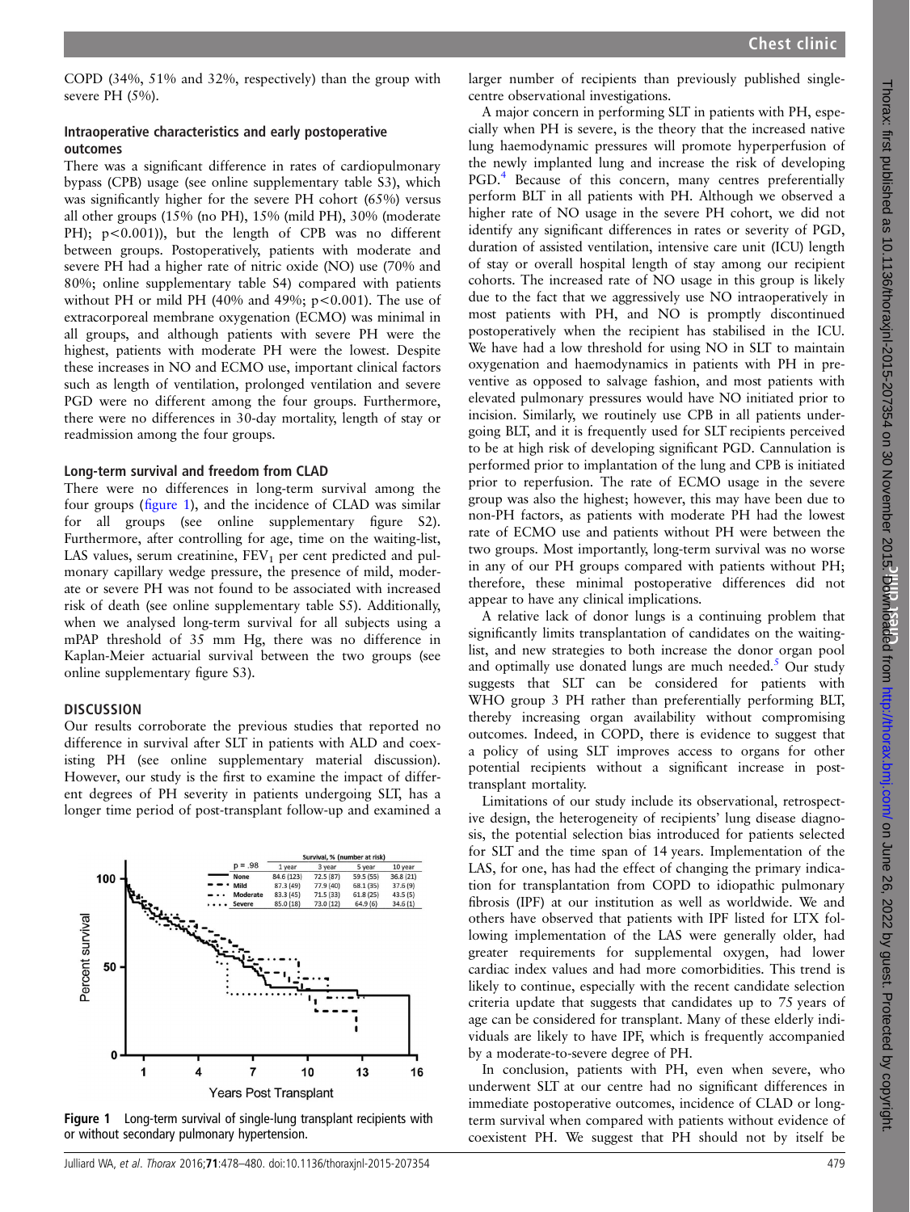COPD (34%, 51% and 32%, respectively) than the group with severe PH (5%).

### Intraoperative characteristics and early postoperative outcomes

There was a significant difference in rates of cardiopulmonary bypass (CPB) usage (see online supplementary table S3), which was significantly higher for the severe PH cohort (65%) versus all other groups (15% (no PH), 15% (mild PH), 30% (moderate PH); $p<0.001$)), but the length of CPB was no different between groups. Postoperatively, patients with moderate and severe PH had a higher rate of nitric oxide (NO) use (70% and 80%; online supplementary table S4) compared with patients without PH or mild PH (40% and 49%; $p<0.001$). The use of extracorporeal membrane oxygenation (ECMO) was minimal in all groups, and although patients with severe PH were the highest, patients with moderate PH were the lowest. Despite these increases in NO and ECMO use, important clinical factors such as length of ventilation, prolonged ventilation and severe PGD were no different among the four groups. Furthermore, there were no differences in 30-day mortality, length of stay or readmission among the four groups.

### Long-term survival and freedom from CLAD

There were no differences in long-term survival among the four groups (figure 1), and the incidence of CLAD was similar for all groups (see online supplementary figure S2). Furthermore, after controlling for age, time on the waiting-list, LAS values, serum creatinine, $FEV_1$ per cent predicted and pulmonary capillary wedge pressure, the presence of mild, moderate or severe PH was not found to be associated with increased risk of death (see online supplementary table S5). Additionally, when we analysed long-term survival for all subjects using a mPAP threshold of 35 mm Hg, there was no difference in Kaplan-Meier actuarial survival between the two groups (see online supplementary figure S3).

## DISCUSSION

Our results corroborate the previous studies that reported no difference in survival after SLT in patients with ALD and coexisting PH (see online supplementary material discussion). However, our study is the first to examine the impact of different degrees of PH severity in patients undergoing SLT, has a longer time period of post-transplant follow-up and examined a larger number of recipients than previously published single-centre observational investigations.

p = .98

Survival, % (number at risk)

| | 1 year | 3 year | 5 year | 10 year |
|---|---|---|---|---|
| None | 84.6 (123) | 72.5 (87) | 59.5 (55) | 36.8 (21) |
| Mild | 87.3 (49) | 77.9 (40) | 68.1 (35) | 37.6 (9) |
| Moderate | 83.3 (45) | 71.5 (33) | 61.8 (25) | 43.5 (5) |
| Severe | 85.0 (18) | 73.0 (12) | 64.9 (6) | 34.6 (1) |

Percent survival

100

50

0

1 4 7 10 13 16

Years Post Transplant

**Figure 1** Long-term survival of single-lung transplant recipients with or without secondary pulmonary hypertension.

A major concern in performing SLT in patients with PH, especially when PH is severe, is the theory that the increased native lung haemodynamic pressures will promote hyperperfusion of the newly implanted lung and increase the risk of developing PGD.[4] Because of this concern, many centres preferentially perform BLT in all patients with PH. Although we observed a higher rate of NO usage in the severe PH cohort, we did not identify any significant differences in rates or severity of PGD, duration of assisted ventilation, intensive care unit (ICU) length of stay or overall hospital length of stay among our recipient cohorts. The increased rate of NO usage in this group is likely due to the fact that we aggressively use NO intraoperatively in most patients with PH, and NO is promptly discontinued postoperatively when the recipient has stabilised in the ICU. We have had a low threshold for using NO in SLT to maintain oxygenation and haemodynamics in patients with PH in preventive as opposed to salvage fashion, and most patients with elevated pulmonary pressures would have NO initiated prior to incision. Similarly, we routinely use CPB in all patients undergoing BLT, and it is frequently used for SLT recipients perceived to be at high risk of developing significant PGD. Cannulation is performed prior to implantation of the lung and CPB is initiated prior to reperfusion. The rate of ECMO usage in the severe group was also the highest; however, this may have been due to non-PH factors, as patients with moderate PH had the lowest rate of ECMO use and patients without PH were between the two groups. Most importantly, long-term survival was no worse in any of our PH groups compared with patients without PH; therefore, these minimal postoperative differences did not appear to have any clinical implications.

A relative lack of donor lungs is a continuing problem that significantly limits transplantation of candidates on the waiting-list, and new strategies to both increase the donor organ pool and optimally use donated lungs are much needed.[5] Our study suggests that SLT can be considered for patients with WHO group 3 PH rather than preferentially performing BLT, thereby increasing organ availability without compromising outcomes. Indeed, in COPD, there is evidence to suggest that a policy of using SLT improves access to organs for other potential recipients without a significant increase in post-transplant mortality.

Limitations of our study include its observational, retrospective design, the heterogeneity of recipients' lung disease diagnosis, the potential selection bias introduced for patients selected for SLT and the time span of 14 years. Implementation of the LAS, for one, has had the effect of changing the primary indication for transplantation from COPD to idiopathic pulmonary fibrosis (IPF) at our institution as well as worldwide. We and others have observed that patients with IPF listed for LTX following implementation of the LAS were generally older, had greater requirements for supplemental oxygen, had lower cardiac index values and had more comorbidities. This trend is likely to continue, especially with the recent candidate selection criteria update that suggests that candidates up to 75 years of age can be considered for transplant. Many of these elderly individuals are likely to have IPF, which is frequently accompanied by a moderate-to-severe degree of PH.

In conclusion, patients with PH, even when severe, who underwent SLT at our centre had no significant differences in immediate postoperative outcomes, incidence of CLAD or long-term survival when compared with patients without evidence of coexistent PH. We suggest that PH should not by itself be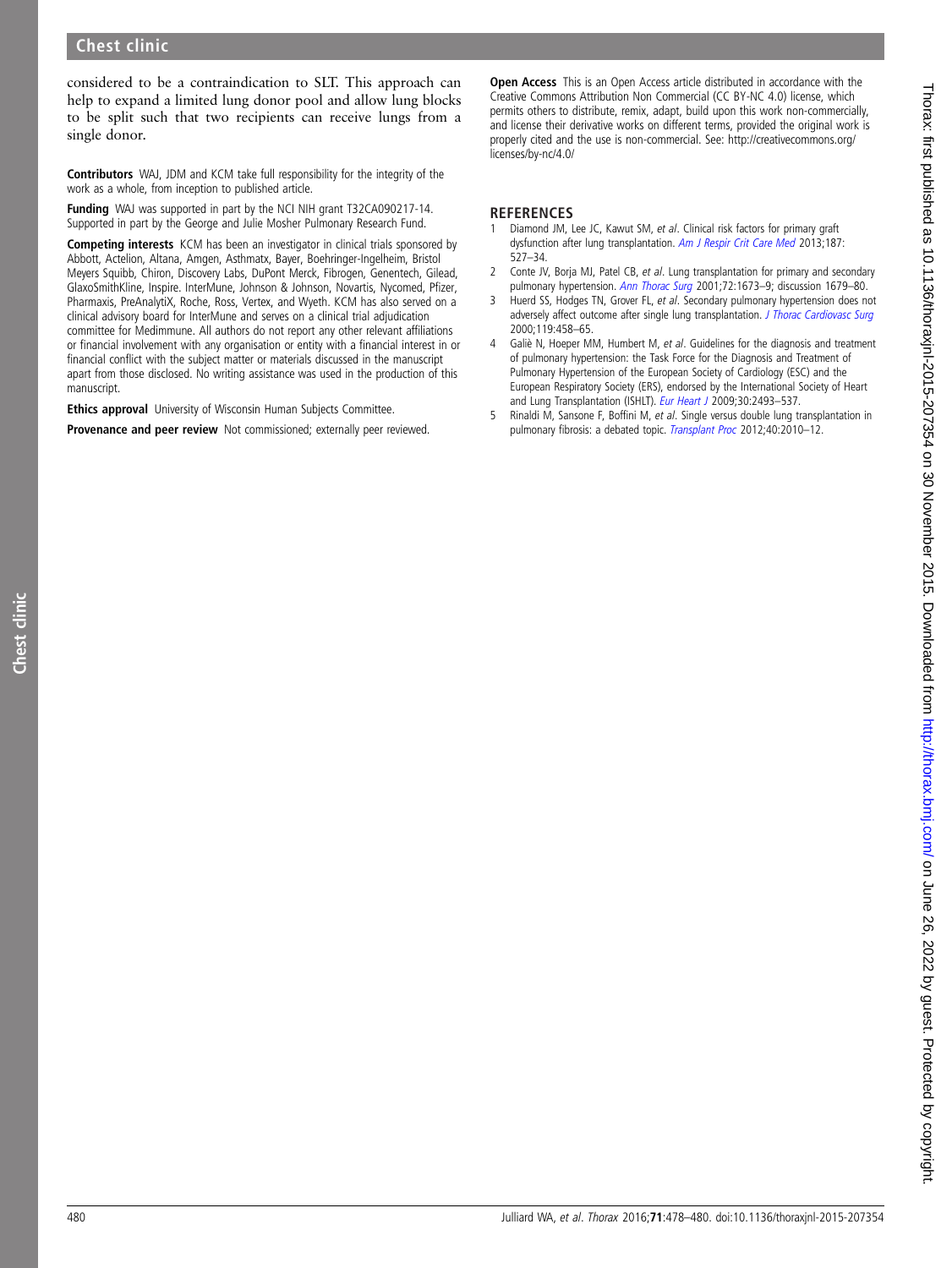considered to be a contraindication to SLT. This approach can help to expand a limited lung donor pool and allow lung blocks to be split such that two recipients can receive lungs from a single donor.

**Contributors** WAJ, JDM and KCM take full responsibility for the integrity of the work as a whole, from inception to published article.

**Funding** WAJ was supported in part by the NCI NIH grant T32CA090217-14. Supported in part by the George and Julie Mosher Pulmonary Research Fund.

**Competing interests** KCM has been an investigator in clinical trials sponsored by Abbott, Actelion, Altana, Amgen, Asthmatx, Bayer, Boehringer-Ingelheim, Bristol Meyers Squibb, Chiron, Discovery Labs, DuPont Merck, Fibrogen, Genentech, Gilead, GlaxoSmithKline, Inspire. InterMune, Johnson & Johnson, Novartis, Nycomed, Pfizer, Pharmaxis, PreAnalytiX, Roche, Ross, Vertex, and Wyeth. KCM has also served on a clinical advisory board for InterMune and serves on a clinical trial adjudication committee for Medimmune. All authors do not report any other relevant affiliations or financial involvement with any organisation or entity with a financial interest in or financial conflict with the subject matter or materials discussed in the manuscript apart from those disclosed. No writing assistance was used in the production of this manuscript.

**Ethics approval** University of Wisconsin Human Subjects Committee.

**Provenance and peer review** Not commissioned; externally peer reviewed.

**Open Access** This is an Open Access article distributed in accordance with the Creative Commons Attribution Non Commercial (CC BY-NC 4.0) license, which permits others to distribute, remix, adapt, build upon this work non-commercially, and license their derivative works on different terms, provided the original work is properly cited and the use is non-commercial. See: http://creativecommons.org/licenses/by-nc/4.0/

## REFERENCES

1. Diamond JM, Lee JC, Kawut SM, *et al*. Clinical risk factors for primary graft dysfunction after lung transplantation. *Am J Respir Crit Care Med* 2013;187:527–34.
2. Conte JV, Borja MJ, Patel CB, *et al*. Lung transplantation for primary and secondary pulmonary hypertension. *Ann Thorac Surg* 2001;72:1673–9; discussion 1679–80.
3. Huerd SS, Hodges TN, Grover FL, *et al*. Secondary pulmonary hypertension does not adversely affect outcome after single lung transplantation. *J Thorac Cardiovasc Surg* 2000;119:458–65.
4. Galiè N, Hoeper MM, Humbert M, *et al*. Guidelines for the diagnosis and treatment of pulmonary hypertension: the Task Force for the Diagnosis and Treatment of Pulmonary Hypertension of the European Society of Cardiology (ESC) and the European Respiratory Society (ERS), endorsed by the International Society of Heart and Lung Transplantation (ISHLT). *Eur Heart J* 2009;30:2493–537.
5. Rinaldi M, Sansone F, Boffini M, *et al*. Single versus double lung transplantation in pulmonary fibrosis: a debated topic. *Transplant Proc* 2012;40:2010–12.